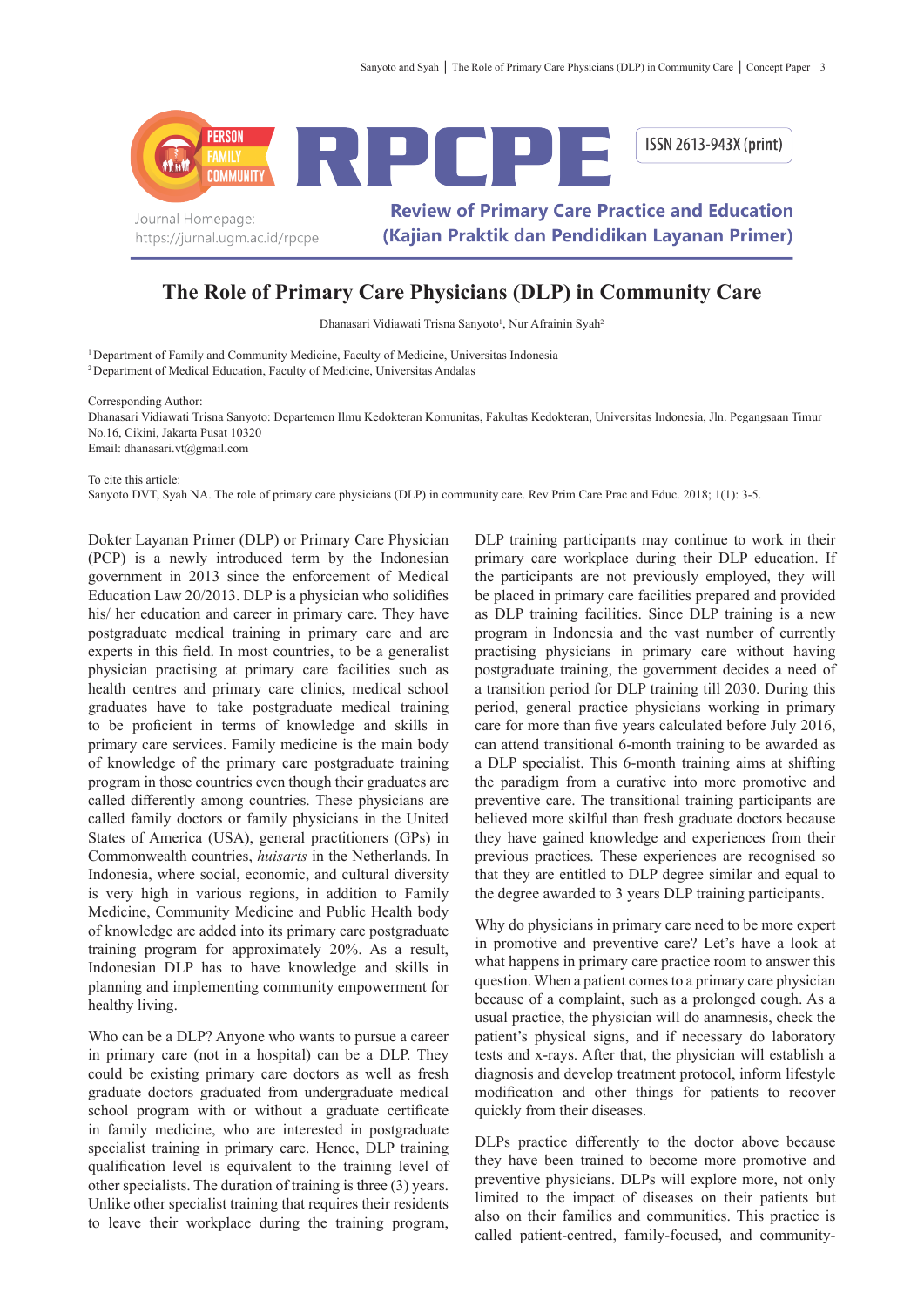# The Role of Primary Care Physicians (DLP) in Community Care

Dhanasari Vidiawati Trisna Sanyoto[1], Nur Afrainin Syah[2]

[1] Department of Family and Community Medicine, Faculty of Medicine, Universitas Indonesia
[2] Department of Medical Education, Faculty of Medicine, Universitas Andalas

Corresponding Author:
Dhanasari Vidiawati Trisna Sanyoto: Departemen Ilmu Kedokteran Komunitas, Fakultas Kedokteran, Universitas Indonesia, Jln. Pegangsaan Timur No.16, Cikini, Jakarta Pusat 10320
Email: dhanasari.vt@gmail.com

To cite this article:
Sanyoto DVT, Syah NA. The role of primary care physicians (DLP) in community care. Rev Prim Care Prac and Educ. 2018; 1(1): 3-5.

Dokter Layanan Primer (DLP) or Primary Care Physician (PCP) is a newly introduced term by the Indonesian government in 2013 since the enforcement of Medical Education Law 20/2013. DLP is a physician who solidifies his/ her education and career in primary care. They have postgraduate medical training in primary care and are experts in this field. In most countries, to be a generalist physician practising at primary care facilities such as health centres and primary care clinics, medical school graduates have to take postgraduate medical training to be proficient in terms of knowledge and skills in primary care services. Family medicine is the main body of knowledge of the primary care postgraduate training program in those countries even though their graduates are called differently among countries. These physicians are called family doctors or family physicians in the United States of America (USA), general practitioners (GPs) in Commonwealth countries, *huisarts* in the Netherlands. In Indonesia, where social, economic, and cultural diversity is very high in various regions, in addition to Family Medicine, Community Medicine and Public Health body of knowledge are added into its primary care postgraduate training program for approximately 20%. As a result, Indonesian DLP has to have knowledge and skills in planning and implementing community empowerment for healthy living.

Who can be a DLP? Anyone who wants to pursue a career in primary care (not in a hospital) can be a DLP. They could be existing primary care doctors as well as fresh graduate doctors graduated from undergraduate medical school program with or without a graduate certificate in family medicine, who are interested in postgraduate specialist training in primary care. Hence, DLP training qualification level is equivalent to the training level of other specialists. The duration of training is three (3) years. Unlike other specialist training that requires their residents to leave their workplace during the training program, DLP training participants may continue to work in their primary care workplace during their DLP education. If the participants are not previously employed, they will be placed in primary care facilities prepared and provided as DLP training facilities. Since DLP training is a new program in Indonesia and the vast number of currently practising physicians in primary care without having postgraduate training, the government decides a need of a transition period for DLP training till 2030. During this period, general practice physicians working in primary care for more than five years calculated before July 2016, can attend transitional 6-month training to be awarded as a DLP specialist. This 6-month training aims at shifting the paradigm from a curative into more promotive and preventive care. The transitional training participants are believed more skilful than fresh graduate doctors because they have gained knowledge and experiences from their previous practices. These experiences are recognised so that they are entitled to DLP degree similar and equal to the degree awarded to 3 years DLP training participants.

Why do physicians in primary care need to be more expert in promotive and preventive care? Let's have a look at what happens in primary care practice room to answer this question. When a patient comes to a primary care physician because of a complaint, such as a prolonged cough. As a usual practice, the physician will do anamnesis, check the patient's physical signs, and if necessary do laboratory tests and x-rays. After that, the physician will establish a diagnosis and develop treatment protocol, inform lifestyle modification and other things for patients to recover quickly from their diseases.

DLPs practice differently to the doctor above because they have been trained to become more promotive and preventive physicians. DLPs will explore more, not only limited to the impact of diseases on their patients but also on their families and communities. This practice is called patient-centred, family-focused, and community-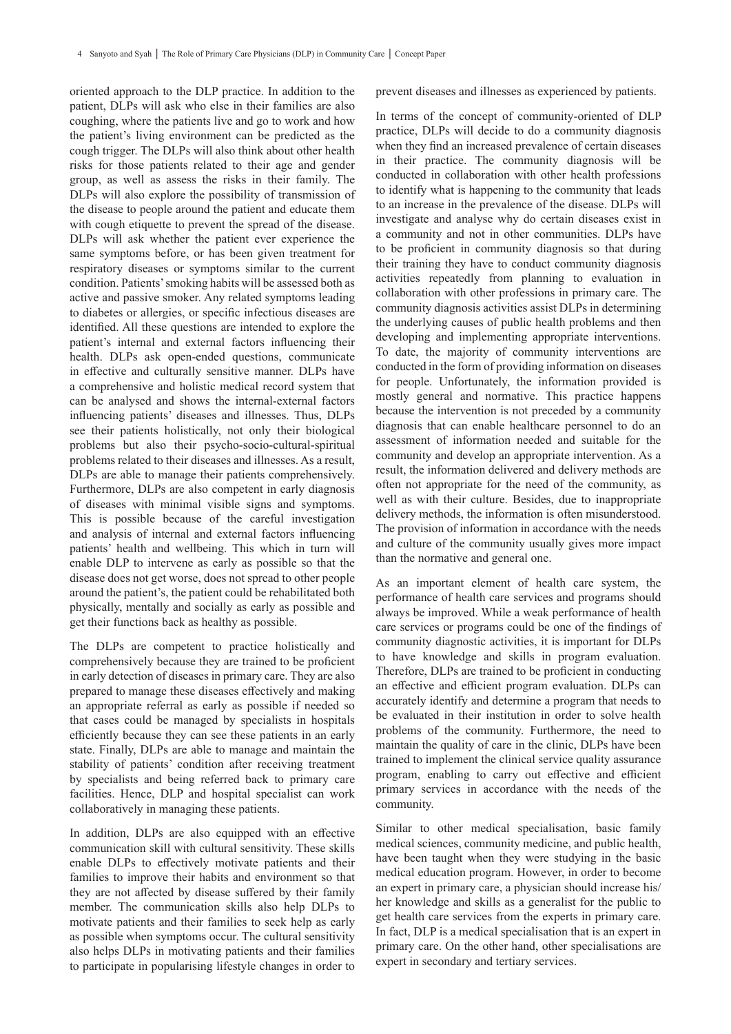oriented approach to the DLP practice. In addition to the patient, DLPs will ask who else in their families are also coughing, where the patients live and go to work and how the patient's living environment can be predicted as the cough trigger. The DLPs will also think about other health risks for those patients related to their age and gender group, as well as assess the risks in their family. The DLPs will also explore the possibility of transmission of the disease to people around the patient and educate them with cough etiquette to prevent the spread of the disease. DLPs will ask whether the patient ever experience the same symptoms before, or has been given treatment for respiratory diseases or symptoms similar to the current condition. Patients' smoking habits will be assessed both as active and passive smoker. Any related symptoms leading to diabetes or allergies, or specific infectious diseases are identified. All these questions are intended to explore the patient's internal and external factors influencing their health. DLPs ask open-ended questions, communicate in effective and culturally sensitive manner. DLPs have a comprehensive and holistic medical record system that can be analysed and shows the internal-external factors influencing patients' diseases and illnesses. Thus, DLPs see their patients holistically, not only their biological problems but also their psycho-socio-cultural-spiritual problems related to their diseases and illnesses. As a result, DLPs are able to manage their patients comprehensively. Furthermore, DLPs are also competent in early diagnosis of diseases with minimal visible signs and symptoms. This is possible because of the careful investigation and analysis of internal and external factors influencing patients' health and wellbeing. This which in turn will enable DLP to intervene as early as possible so that the disease does not get worse, does not spread to other people around the patient's, the patient could be rehabilitated both physically, mentally and socially as early as possible and get their functions back as healthy as possible.

The DLPs are competent to practice holistically and comprehensively because they are trained to be proficient in early detection of diseases in primary care. They are also prepared to manage these diseases effectively and making an appropriate referral as early as possible if needed so that cases could be managed by specialists in hospitals efficiently because they can see these patients in an early state. Finally, DLPs are able to manage and maintain the stability of patients' condition after receiving treatment by specialists and being referred back to primary care facilities. Hence, DLP and hospital specialist can work collaboratively in managing these patients.

In addition, DLPs are also equipped with an effective communication skill with cultural sensitivity. These skills enable DLPs to effectively motivate patients and their families to improve their habits and environment so that they are not affected by disease suffered by their family member. The communication skills also help DLPs to motivate patients and their families to seek help as early as possible when symptoms occur. The cultural sensitivity also helps DLPs in motivating patients and their families to participate in popularising lifestyle changes in order to prevent diseases and illnesses as experienced by patients.

In terms of the concept of community-oriented of DLP practice, DLPs will decide to do a community diagnosis when they find an increased prevalence of certain diseases in their practice. The community diagnosis will be conducted in collaboration with other health professions to identify what is happening to the community that leads to an increase in the prevalence of the disease. DLPs will investigate and analyse why do certain diseases exist in a community and not in other communities. DLPs have to be proficient in community diagnosis so that during their training they have to conduct community diagnosis activities repeatedly from planning to evaluation in collaboration with other professions in primary care. The community diagnosis activities assist DLPs in determining the underlying causes of public health problems and then developing and implementing appropriate interventions. To date, the majority of community interventions are conducted in the form of providing information on diseases for people. Unfortunately, the information provided is mostly general and normative. This practice happens because the intervention is not preceded by a community diagnosis that can enable healthcare personnel to do an assessment of information needed and suitable for the community and develop an appropriate intervention. As a result, the information delivered and delivery methods are often not appropriate for the need of the community, as well as with their culture. Besides, due to inappropriate delivery methods, the information is often misunderstood. The provision of information in accordance with the needs and culture of the community usually gives more impact than the normative and general one.

As an important element of health care system, the performance of health care services and programs should always be improved. While a weak performance of health care services or programs could be one of the findings of community diagnostic activities, it is important for DLPs to have knowledge and skills in program evaluation. Therefore, DLPs are trained to be proficient in conducting an effective and efficient program evaluation. DLPs can accurately identify and determine a program that needs to be evaluated in their institution in order to solve health problems of the community. Furthermore, the need to maintain the quality of care in the clinic, DLPs have been trained to implement the clinical service quality assurance program, enabling to carry out effective and efficient primary services in accordance with the needs of the community.

Similar to other medical specialisation, basic family medical sciences, community medicine, and public health, have been taught when they were studying in the basic medical education program. However, in order to become an expert in primary care, a physician should increase his/her knowledge and skills as a generalist for the public to get health care services from the experts in primary care. In fact, DLP is a medical specialisation that is an expert in primary care. On the other hand, other specialisations are expert in secondary and tertiary services.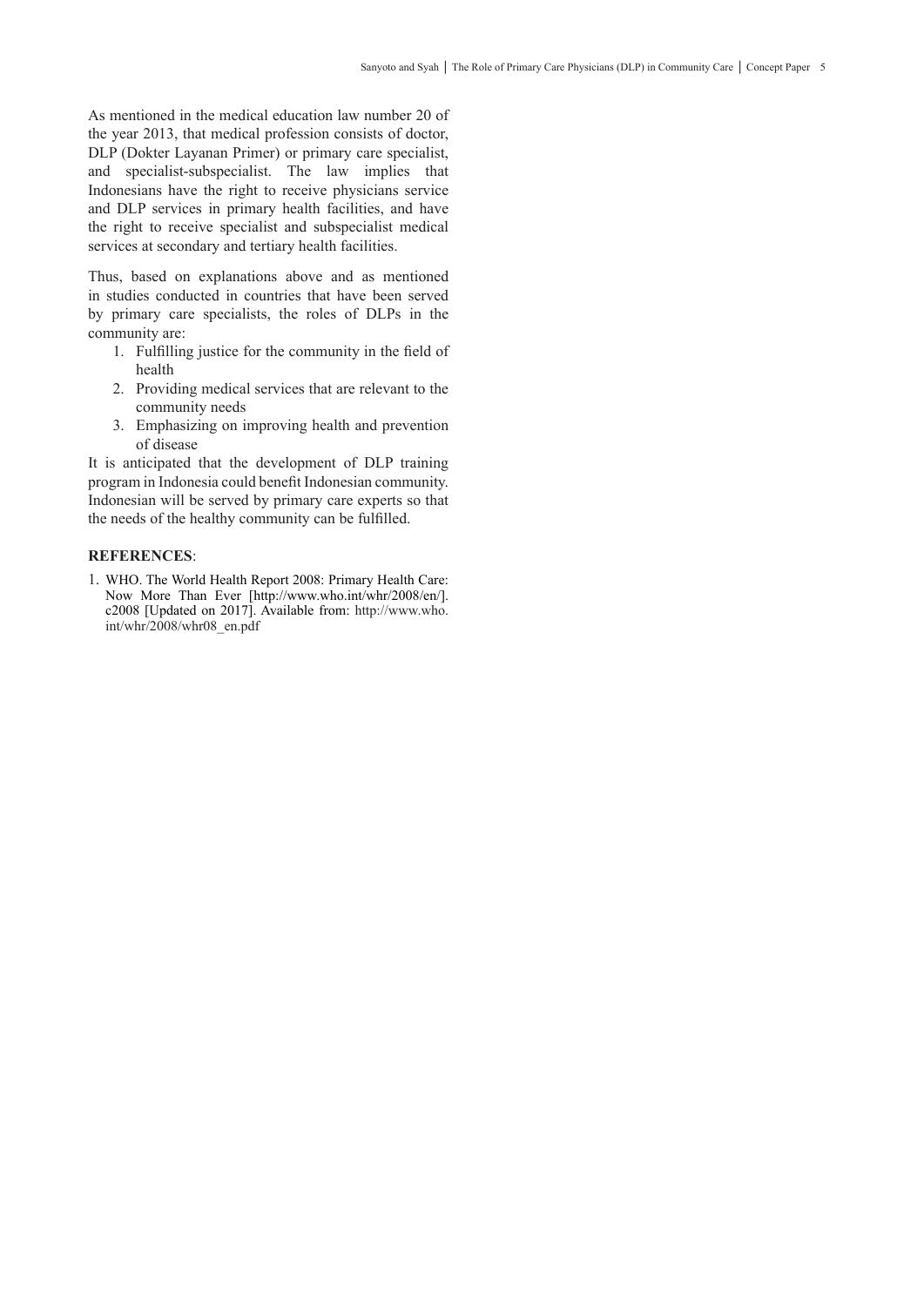As mentioned in the medical education law number 20 of the year 2013, that medical profession consists of doctor, DLP (Dokter Layanan Primer) or primary care specialist, and specialist-subspecialist. The law implies that Indonesians have the right to receive physicians service and DLP services in primary health facilities, and have the right to receive specialist and subspecialist medical services at secondary and tertiary health facilities.

Thus, based on explanations above and as mentioned in studies conducted in countries that have been served by primary care specialists, the roles of DLPs in the community are:

1. Fulfilling justice for the community in the field of health
2. Providing medical services that are relevant to the community needs
3. Emphasizing on improving health and prevention of disease

It is anticipated that the development of DLP training program in Indonesia could benefit Indonesian community. Indonesian will be served by primary care experts so that the needs of the healthy community can be fulfilled.

**REFERENCES**:

1. WHO. The World Health Report 2008: Primary Health Care: Now More Than Ever [http://www.who.int/whr/2008/en/]. c2008 [Updated on 2017]. Available from: http://www.who.int/whr/2008/whr08_en.pdf